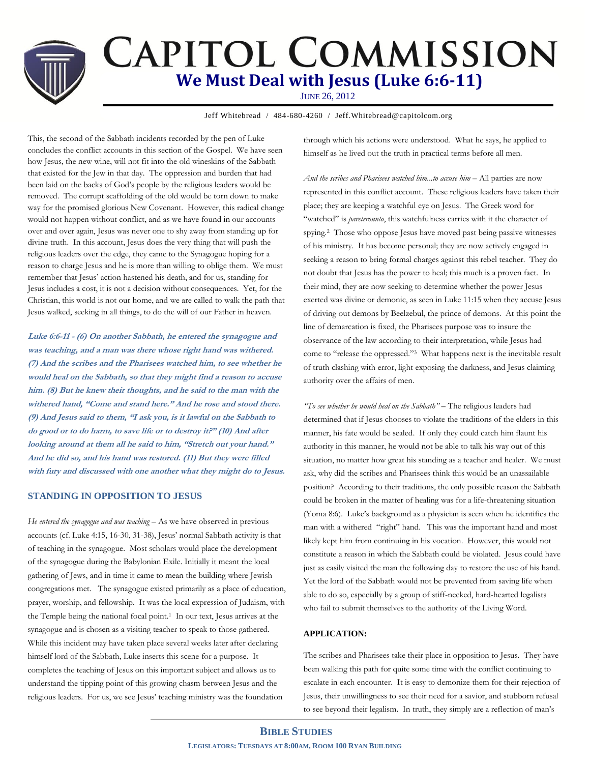# Capitol Commission

## We Must Deal with Jesus (Luke 6:6-11)

June 26, 2012

Jeff Whitebread / 484-680-4260 / Jeff.Whitebread@capitolcom.org

This, the second of the Sabbath incidents recorded by the pen of Luke concludes the conflict accounts in this section of the Gospel. We have seen how Jesus, the new wine, will not fit into the old wineskins of the Sabbath that existed for the Jew in that day. The oppression and burden that had been laid on the backs of God's people by the religious leaders would be removed. The corrupt scaffolding of the old would be torn down to make way for the promised glorious New Covenant. However, this radical change would not happen without conflict, and as we have found in our accounts over and over again, Jesus was never one to shy away from standing up for divine truth. In this account, Jesus does the very thing that will push the religious leaders over the edge, they came to the Synagogue hoping for a reason to charge Jesus and he is more than willing to oblige them. We must remember that Jesus' action hastened his death, and for us, standing for Jesus includes a cost, it is not a decision without consequences. Yet, for the Christian, this world is not our home, and we are called to walk the path that Jesus walked, seeking in all things, to do the will of our Father in heaven.

***Luke 6:6-11 - (6) On another Sabbath, he entered the synagogue and was teaching, and a man was there whose right hand was withered. (7) And the scribes and the Pharisees watched him, to see whether he would heal on the Sabbath, so that they might find a reason to accuse him. (8) But he knew their thoughts, and he said to the man with the withered hand, "Come and stand here." And he rose and stood there. (9) And Jesus said to them, "I ask you, is it lawful on the Sabbath to do good or to do harm, to save life or to destroy it?" (10) And after looking around at them all he said to him, "Stretch out your hand." And he did so, and his hand was restored. (11) But they were filled with fury and discussed with one another what they might do to Jesus.***

### STANDING IN OPPOSITION TO JESUS

*He entered the synagogue and was teaching* – As we have observed in previous accounts (cf. Luke 4:15, 16-30, 31-38), Jesus' normal Sabbath activity is that of teaching in the synagogue. Most scholars would place the development of the synagogue during the Babylonian Exile. Initially it meant the local gathering of Jews, and in time it came to mean the building where Jewish congregations met. The synagogue existed primarily as a place of education, prayer, worship, and fellowship. It was the local expression of Judaism, with the Temple being the national focal point.[1] In our text, Jesus arrives at the synagogue and is chosen as a visiting teacher to speak to those gathered. While this incident may have taken place several weeks later after declaring himself lord of the Sabbath, Luke inserts this scene for a purpose. It completes the teaching of Jesus on this important subject and allows us to understand the tipping point of this growing chasm between Jesus and the religious leaders. For us, we see Jesus' teaching ministry was the foundation through which his actions were understood. What he says, he applied to himself as he lived out the truth in practical terms before all men.

*And the scribes and Pharisees watched him...to accuse him* – All parties are now represented in this conflict account. These religious leaders have taken their place; they are keeping a watchful eye on Jesus. The Greek word for "watched" is *pareterounto*, this watchfulness carries with it the character of spying.[2] Those who oppose Jesus have moved past being passive witnesses of his ministry. It has become personal; they are now actively engaged in seeking a reason to bring formal charges against this rebel teacher. They do not doubt that Jesus has the power to heal; this much is a proven fact. In their mind, they are now seeking to determine whether the power Jesus exerted was divine or demonic, as seen in Luke 11:15 when they accuse Jesus of driving out demons by Beelzebul, the prince of demons. At this point the line of demarcation is fixed, the Pharisees purpose was to insure the observance of the law according to their interpretation, while Jesus had come to "release the oppressed."[3] What happens next is the inevitable result of truth clashing with error, light exposing the darkness, and Jesus claiming authority over the affairs of men.

*"To see whether he would heal on the Sabbath"* – The religious leaders had determined that if Jesus chooses to violate the traditions of the elders in this manner, his fate would be sealed. If only they could catch him flaunt his authority in this manner, he would not be able to talk his way out of this situation, no matter how great his standing as a teacher and healer. We must ask, why did the scribes and Pharisees think this would be an unassailable position? According to their traditions, the only possible reason the Sabbath could be broken in the matter of healing was for a life-threatening situation (Yoma 8:6). Luke's background as a physician is seen when he identifies the man with a withered "right" hand. This was the important hand and most likely kept him from continuing in his vocation. However, this would not constitute a reason in which the Sabbath could be violated. Jesus could have just as easily visited the man the following day to restore the use of his hand. Yet the lord of the Sabbath would not be prevented from saving life when able to do so, especially by a group of stiff-necked, hard-hearted legalists who fail to submit themselves to the authority of the Living Word.

#### APPLICATION:

The scribes and Pharisees take their place in opposition to Jesus. They have been walking this path for quite some time with the conflict continuing to escalate in each encounter. It is easy to demonize them for their rejection of Jesus, their unwillingness to see their need for a savior, and stubborn refusal to see beyond their legalism. In truth, they simply are a reflection of man's

**Bible Studies**

**Legislators: Tuesdays at 8:00am, Room 100 Ryan Building**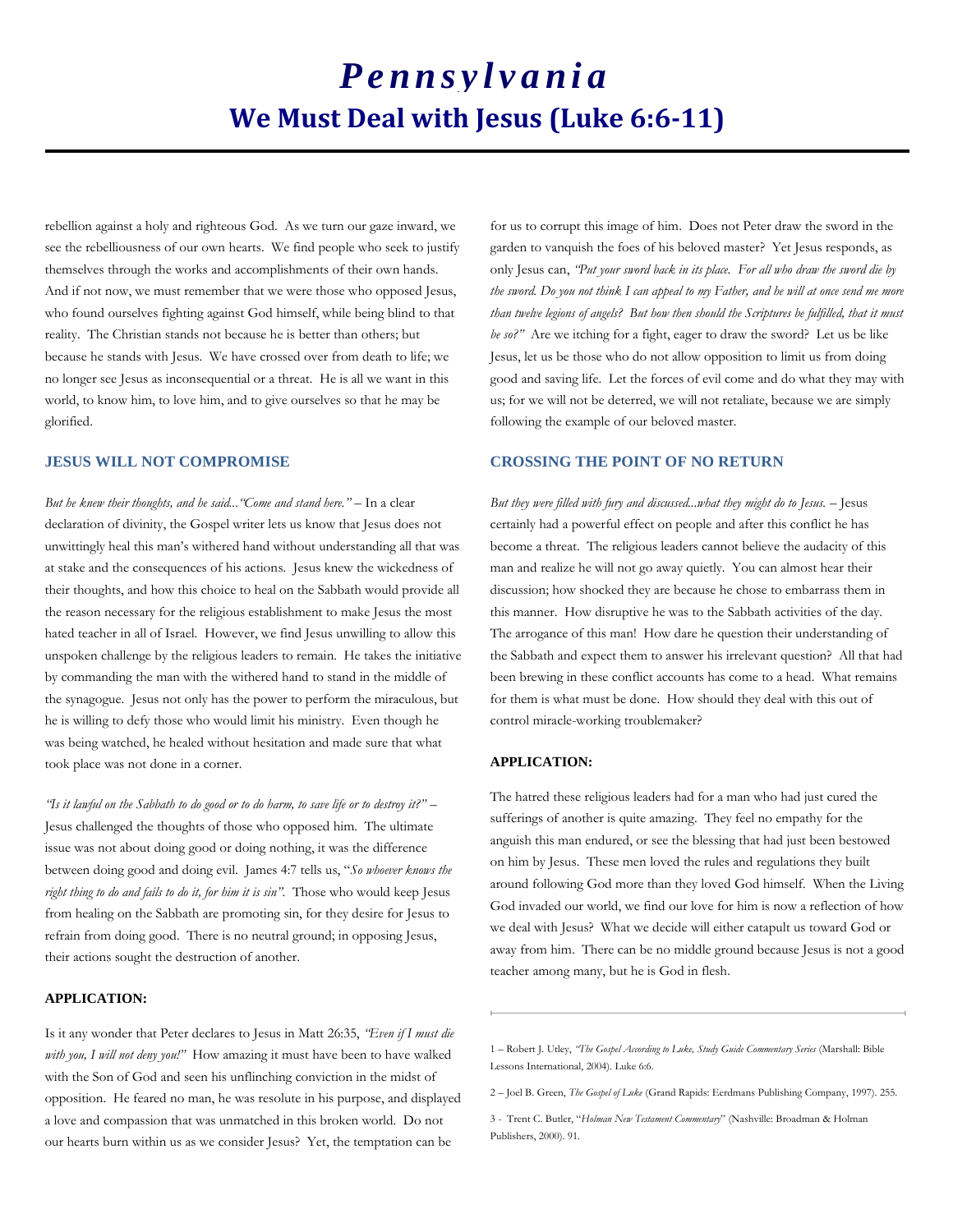rebellion against a holy and righteous God. As we turn our gaze inward, we see the rebelliousness of our own hearts. We find people who seek to justify themselves through the works and accomplishments of their own hands. And if not now, we must remember that we were those who opposed Jesus, who found ourselves fighting against God himself, while being blind to that reality. The Christian stands not because he is better than others; but because he stands with Jesus. We have crossed over from death to life; we no longer see Jesus as inconsequential or a threat. He is all we want in this world, to know him, to love him, and to give ourselves so that he may be glorified.

### JESUS WILL NOT COMPROMISE

*But he knew their thoughts, and he said..."Come and stand here."* – In a clear declaration of divinity, the Gospel writer lets us know that Jesus does not unwittingly heal this man's withered hand without understanding all that was at stake and the consequences of his actions. Jesus knew the wickedness of their thoughts, and how this choice to heal on the Sabbath would provide all the reason necessary for the religious establishment to make Jesus the most hated teacher in all of Israel. However, we find Jesus unwilling to allow this unspoken challenge by the religious leaders to remain. He takes the initiative by commanding the man with the withered hand to stand in the middle of the synagogue. Jesus not only has the power to perform the miraculous, but he is willing to defy those who would limit his ministry. Even though he was being watched, he healed without hesitation and made sure that what took place was not done in a corner.

*"Is it lawful on the Sabbath to do good or to do harm, to save life or to destroy it?"* – Jesus challenged the thoughts of those who opposed him. The ultimate issue was not about doing good or doing nothing, it was the difference between doing good and doing evil. James 4:7 tells us, "*So whoever knows the right thing to do and fails to do it, for him it is sin"*. Those who would keep Jesus from healing on the Sabbath are promoting sin, for they desire for Jesus to refrain from doing good. There is no neutral ground; in opposing Jesus, their actions sought the destruction of another.

**APPLICATION:**

Is it any wonder that Peter declares to Jesus in Matt 26:35, *"Even if I must die with you, I will not deny you!"* How amazing it must have been to have walked with the Son of God and seen his unflinching conviction in the midst of opposition. He feared no man, he was resolute in his purpose, and displayed a love and compassion that was unmatched in this broken world. Do not our hearts burn within us as we consider Jesus? Yet, the temptation can be for us to corrupt this image of him. Does not Peter draw the sword in the garden to vanquish the foes of his beloved master? Yet Jesus responds, as only Jesus can, *"Put your sword back in its place. For all who draw the sword die by the sword. Do you not think I can appeal to my Father, and he will at once send me more than twelve legions of angels? But how then should the Scriptures be fulfilled, that it must be so?"* Are we itching for a fight, eager to draw the sword? Let us be like Jesus, let us be those who do not allow opposition to limit us from doing good and saving life. Let the forces of evil come and do what they may with us; for we will not be deterred, we will not retaliate, because we are simply following the example of our beloved master.

### CROSSING THE POINT OF NO RETURN

*But they were filled with fury and discussed...what they might do to Jesus.* – Jesus certainly had a powerful effect on people and after this conflict he has become a threat. The religious leaders cannot believe the audacity of this man and realize he will not go away quietly. You can almost hear their discussion; how shocked they are because he chose to embarrass them in this manner. How disruptive he was to the Sabbath activities of the day. The arrogance of this man! How dare he question their understanding of the Sabbath and expect them to answer his irrelevant question? All that had been brewing in these conflict accounts has come to a head. What remains for them is what must be done. How should they deal with this out of control miracle-working troublemaker?

**APPLICATION:**

The hatred these religious leaders had for a man who had just cured the sufferings of another is quite amazing. They feel no empathy for the anguish this man endured, or see the blessing that had just been bestowed on him by Jesus. These men loved the rules and regulations they built around following God more than they loved God himself. When the Living God invaded our world, we find our love for him is now a reflection of how we deal with Jesus? What we decide will either catapult us toward God or away from him. There can be no middle ground because Jesus is not a good teacher among many, but he is God in flesh.

---

1 – Robert J. Utley, *"The Gospel According to Luke, Study Guide Commentary Series* (Marshall: Bible Lessons International, 2004). Luke 6:6.

2 – Joel B. Green, *The Gospel of Luke* (Grand Rapids: Eerdmans Publishing Company, 1997). 255.

3 - Trent C. Butler, "*Holman New Testament Commentary*" (Nashville: Broadman & Holman Publishers, 2000). 91.